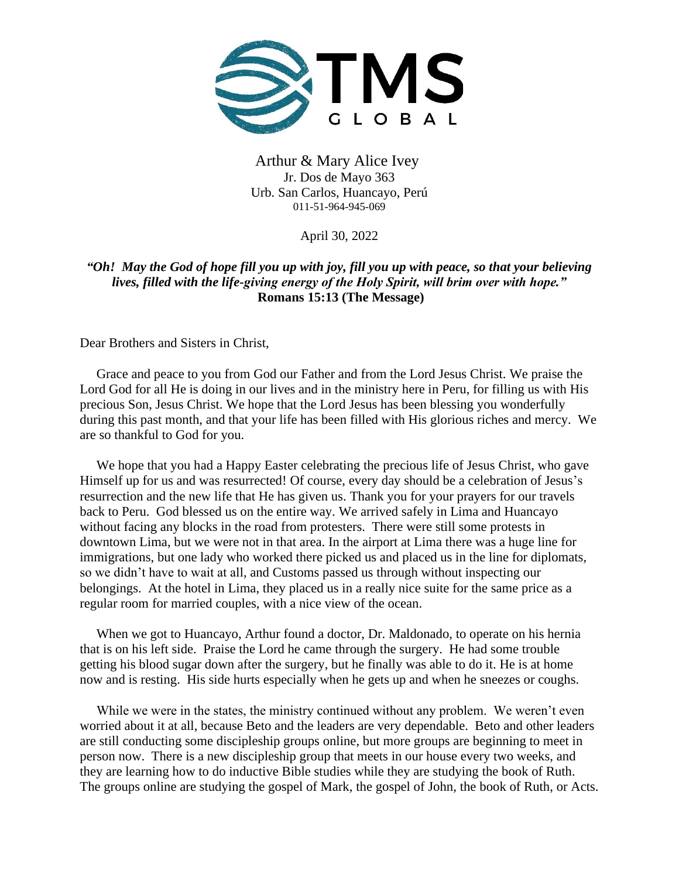TMS GLOBAL

Arthur & Mary Alice Ivey
Jr. Dos de Mayo 363
Urb. San Carlos, Huancayo, Perú
011-51-964-945-069

April 30, 2022

***"Oh! May the God of hope fill you up with joy, fill you up with peace, so that your believing lives, filled with the life-giving energy of the Holy Spirit, will brim over with hope."***
**Romans 15:13 (The Message)**

Dear Brothers and Sisters in Christ,

Grace and peace to you from God our Father and from the Lord Jesus Christ. We praise the Lord God for all He is doing in our lives and in the ministry here in Peru, for filling us with His precious Son, Jesus Christ. We hope that the Lord Jesus has been blessing you wonderfully during this past month, and that your life has been filled with His glorious riches and mercy. We are so thankful to God for you.

We hope that you had a Happy Easter celebrating the precious life of Jesus Christ, who gave Himself up for us and was resurrected! Of course, every day should be a celebration of Jesus's resurrection and the new life that He has given us. Thank you for your prayers for our travels back to Peru. God blessed us on the entire way. We arrived safely in Lima and Huancayo without facing any blocks in the road from protesters. There were still some protests in downtown Lima, but we were not in that area. In the airport at Lima there was a huge line for immigrations, but one lady who worked there picked us and placed us in the line for diplomats, so we didn't have to wait at all, and Customs passed us through without inspecting our belongings. At the hotel in Lima, they placed us in a really nice suite for the same price as a regular room for married couples, with a nice view of the ocean.

When we got to Huancayo, Arthur found a doctor, Dr. Maldonado, to operate on his hernia that is on his left side. Praise the Lord he came through the surgery. He had some trouble getting his blood sugar down after the surgery, but he finally was able to do it. He is at home now and is resting. His side hurts especially when he gets up and when he sneezes or coughs.

While we were in the states, the ministry continued without any problem. We weren't even worried about it at all, because Beto and the leaders are very dependable. Beto and other leaders are still conducting some discipleship groups online, but more groups are beginning to meet in person now. There is a new discipleship group that meets in our house every two weeks, and they are learning how to do inductive Bible studies while they are studying the book of Ruth. The groups online are studying the gospel of Mark, the gospel of John, the book of Ruth, or Acts.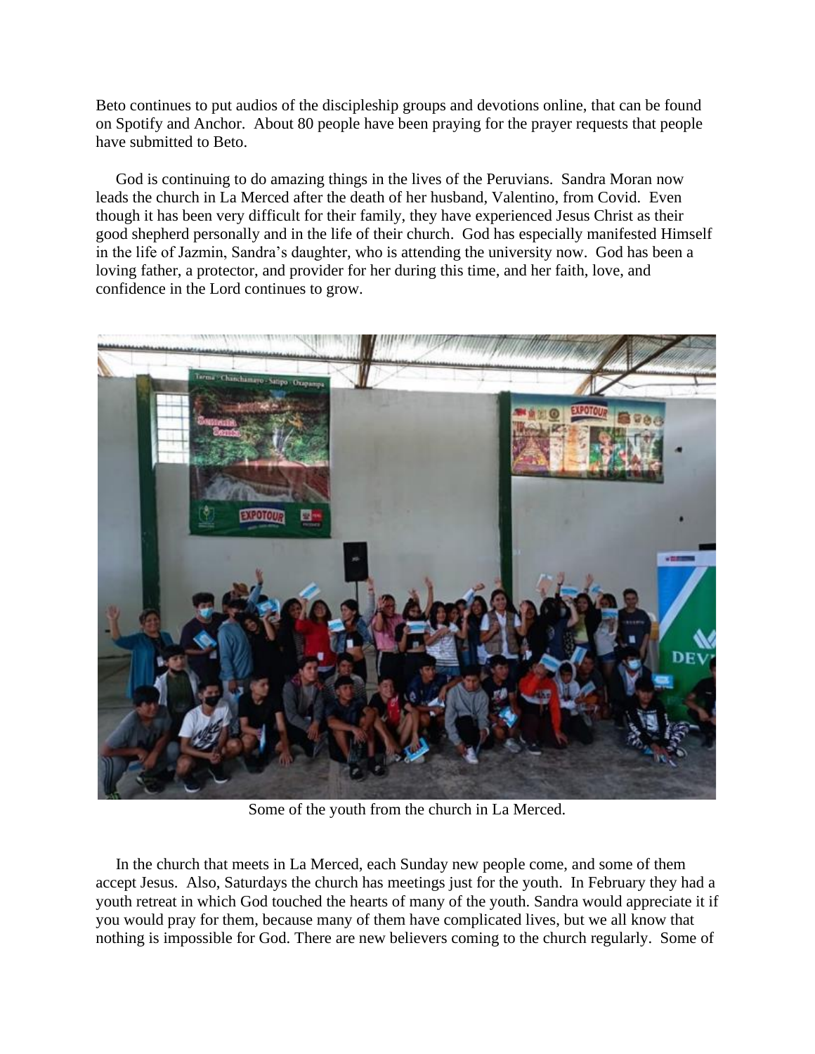Beto continues to put audios of the discipleship groups and devotions online, that can be found on Spotify and Anchor. About 80 people have been praying for the prayer requests that people have submitted to Beto.

God is continuing to do amazing things in the lives of the Peruvians. Sandra Moran now leads the church in La Merced after the death of her husband, Valentino, from Covid. Even though it has been very difficult for their family, they have experienced Jesus Christ as their good shepherd personally and in the life of their church. God has especially manifested Himself in the life of Jazmin, Sandra's daughter, who is attending the university now. God has been a loving father, a protector, and provider for her during this time, and her faith, love, and confidence in the Lord continues to grow.

Some of the youth from the church in La Merced.

In the church that meets in La Merced, each Sunday new people come, and some of them accept Jesus. Also, Saturdays the church has meetings just for the youth. In February they had a youth retreat in which God touched the hearts of many of the youth. Sandra would appreciate it if you would pray for them, because many of them have complicated lives, but we all know that nothing is impossible for God. There are new believers coming to the church regularly. Some of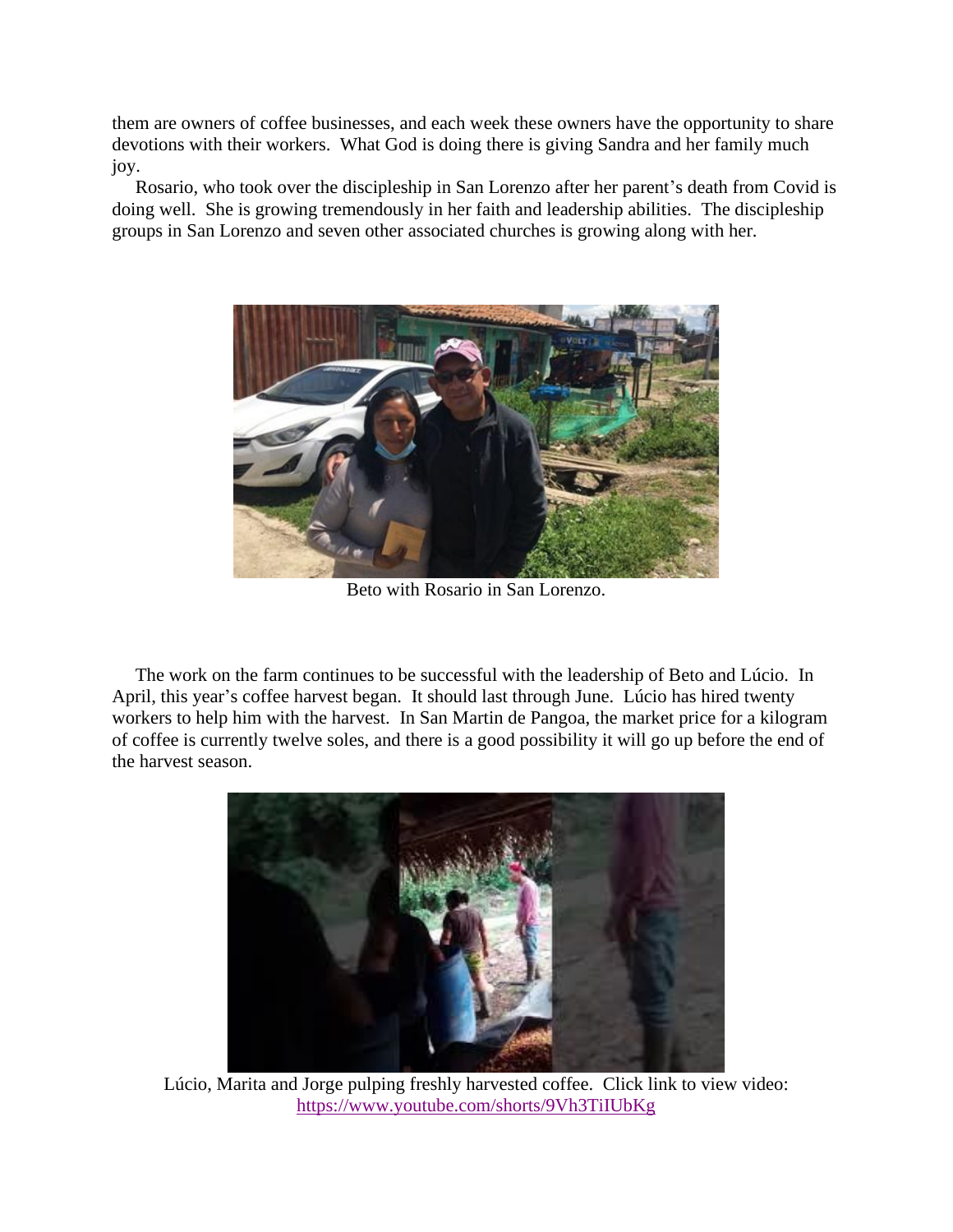them are owners of coffee businesses, and each week these owners have the opportunity to share devotions with their workers. What God is doing there is giving Sandra and her family much joy.

Rosario, who took over the discipleship in San Lorenzo after her parent's death from Covid is doing well. She is growing tremendously in her faith and leadership abilities. The discipleship groups in San Lorenzo and seven other associated churches is growing along with her.

Beto with Rosario in San Lorenzo.

The work on the farm continues to be successful with the leadership of Beto and Lúcio. In April, this year's coffee harvest began. It should last through June. Lúcio has hired twenty workers to help him with the harvest. In San Martin de Pangoa, the market price for a kilogram of coffee is currently twelve soles, and there is a good possibility it will go up before the end of the harvest season.

Lúcio, Marita and Jorge pulping freshly harvested coffee. Click link to view video: https://www.youtube.com/shorts/9Vh3TiIUbKg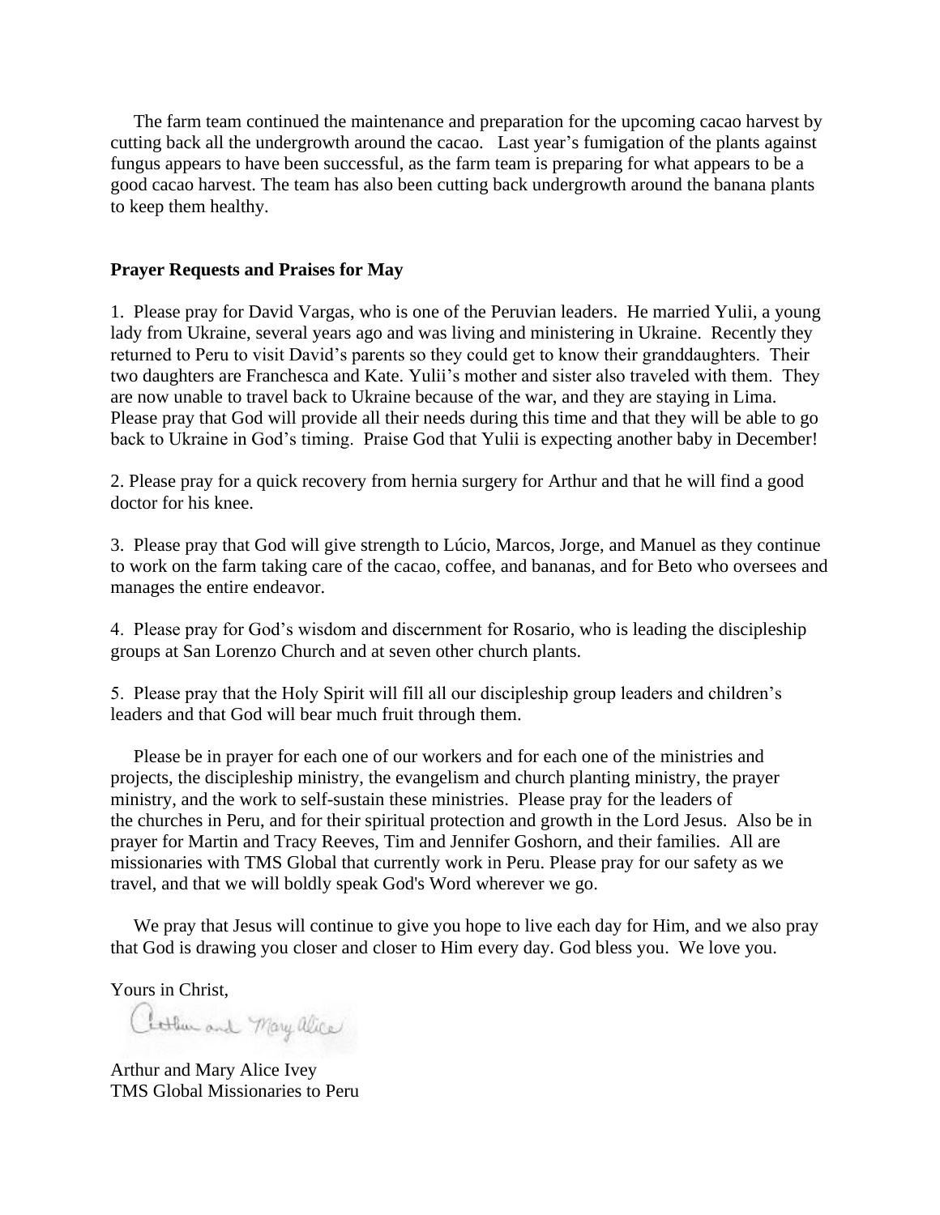The farm team continued the maintenance and preparation for the upcoming cacao harvest by cutting back all the undergrowth around the cacao. Last year's fumigation of the plants against fungus appears to have been successful, as the farm team is preparing for what appears to be a good cacao harvest. The team has also been cutting back undergrowth around the banana plants to keep them healthy.

**Prayer Requests and Praises for May**

1. Please pray for David Vargas, who is one of the Peruvian leaders. He married Yulii, a young lady from Ukraine, several years ago and was living and ministering in Ukraine. Recently they returned to Peru to visit David's parents so they could get to know their granddaughters. Their two daughters are Franchesca and Kate. Yulii's mother and sister also traveled with them. They are now unable to travel back to Ukraine because of the war, and they are staying in Lima. Please pray that God will provide all their needs during this time and that they will be able to go back to Ukraine in God's timing. Praise God that Yulii is expecting another baby in December!

2. Please pray for a quick recovery from hernia surgery for Arthur and that he will find a good doctor for his knee.

3. Please pray that God will give strength to Lúcio, Marcos, Jorge, and Manuel as they continue to work on the farm taking care of the cacao, coffee, and bananas, and for Beto who oversees and manages the entire endeavor.

4. Please pray for God's wisdom and discernment for Rosario, who is leading the discipleship groups at San Lorenzo Church and at seven other church plants.

5. Please pray that the Holy Spirit will fill all our discipleship group leaders and children's leaders and that God will bear much fruit through them.

Please be in prayer for each one of our workers and for each one of the ministries and projects, the discipleship ministry, the evangelism and church planting ministry, the prayer ministry, and the work to self-sustain these ministries. Please pray for the leaders of the churches in Peru, and for their spiritual protection and growth in the Lord Jesus. Also be in prayer for Martin and Tracy Reeves, Tim and Jennifer Goshorn, and their families. All are missionaries with TMS Global that currently work in Peru. Please pray for our safety as we travel, and that we will boldly speak God's Word wherever we go.

We pray that Jesus will continue to give you hope to live each day for Him, and we also pray that God is drawing you closer and closer to Him every day. God bless you. We love you.

Yours in Christ,

Arthur and Mary Alice

Arthur and Mary Alice Ivey
TMS Global Missionaries to Peru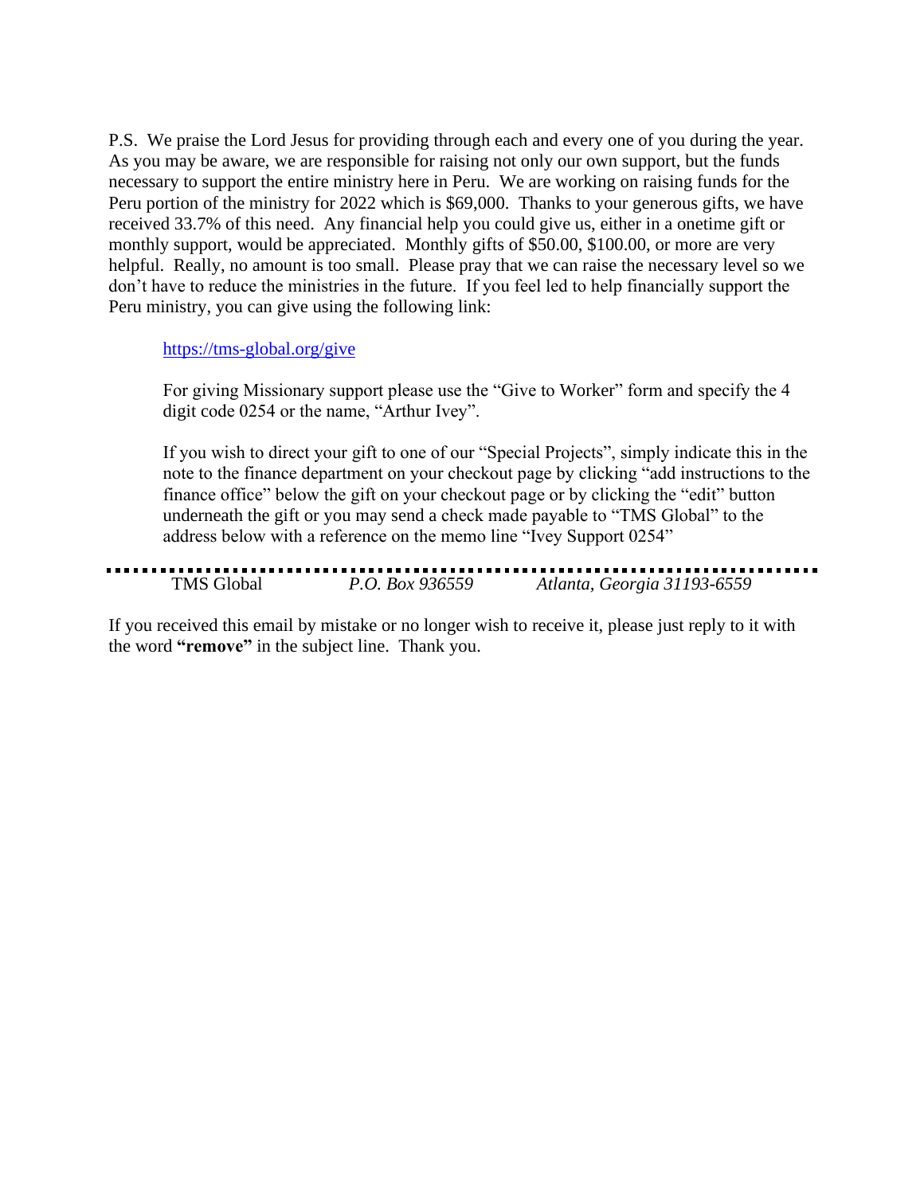P.S. We praise the Lord Jesus for providing through each and every one of you during the year. As you may be aware, we are responsible for raising not only our own support, but the funds necessary to support the entire ministry here in Peru. We are working on raising funds for the Peru portion of the ministry for 2022 which is $69,000. Thanks to your generous gifts, we have received 33.7% of this need. Any financial help you could give us, either in a onetime gift or monthly support, would be appreciated. Monthly gifts of $50.00, $100.00, or more are very helpful. Really, no amount is too small. Please pray that we can raise the necessary level so we don't have to reduce the ministries in the future. If you feel led to help financially support the Peru ministry, you can give using the following link:

> https://tms-global.org/give
>
> For giving Missionary support please use the "Give to Worker" form and specify the 4 digit code 0254 or the name, "Arthur Ivey".
>
> If you wish to direct your gift to one of our "Special Projects", simply indicate this in the note to the finance department on your checkout page by clicking "add instructions to the finance office" below the gift on your checkout page or by clicking the "edit" button underneath the gift or you may send a check made payable to "TMS Global" to the address below with a reference on the memo line "Ivey Support 0254"

---

TMS Global &nbsp;&nbsp;&nbsp;&nbsp; *P.O. Box 936559* &nbsp;&nbsp;&nbsp;&nbsp; *Atlanta, Georgia 31193-6559*

If you received this email by mistake or no longer wish to receive it, please just reply to it with the word **"remove"** in the subject line. Thank you.